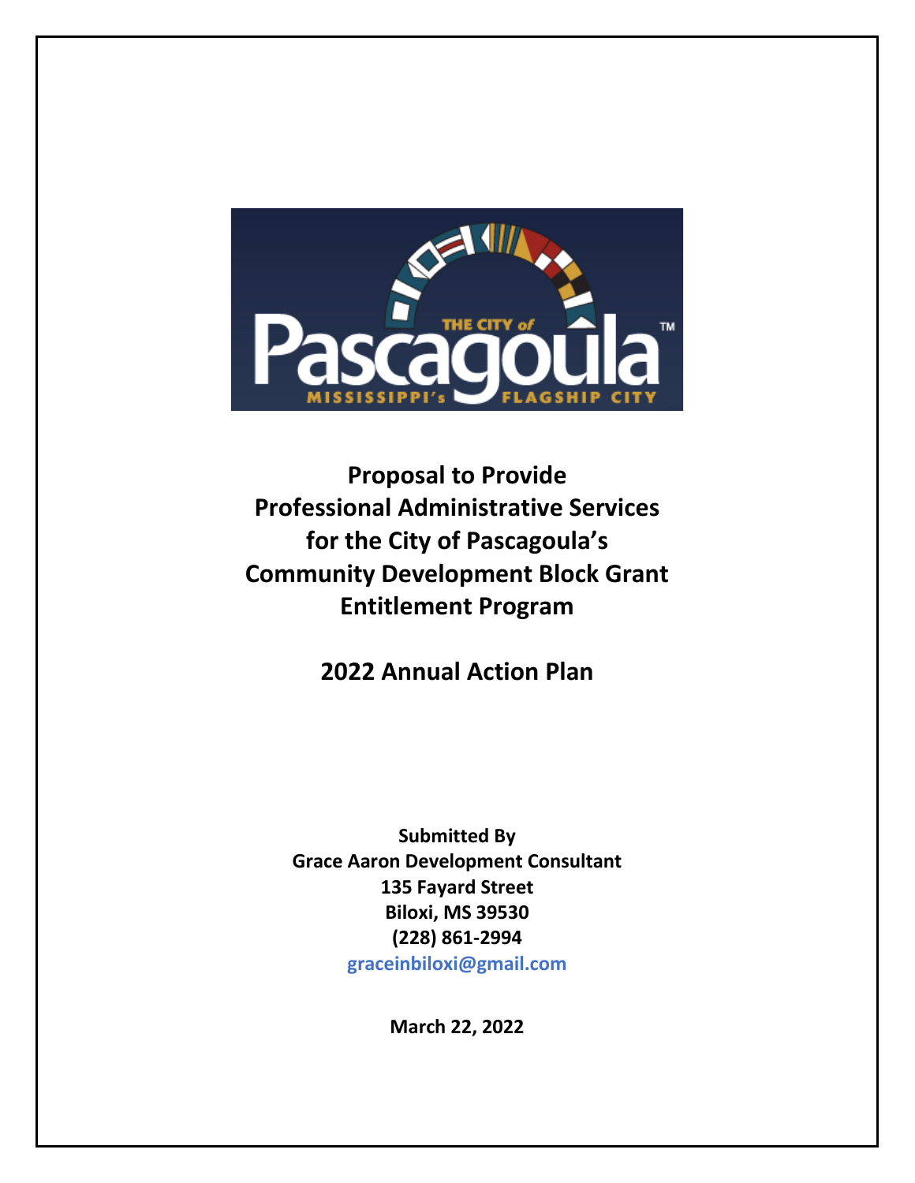# Proposal to Provide Professional Administrative Services for the City of Pascagoula's Community Development Block Grant Entitlement Program

## 2022 Annual Action Plan

**Submitted By**
**Grace Aaron Development Consultant**
**135 Fayard Street**
**Biloxi, MS 39530**
**(228) 861-2994**
**graceinbiloxi@gmail.com**

**March 22, 2022**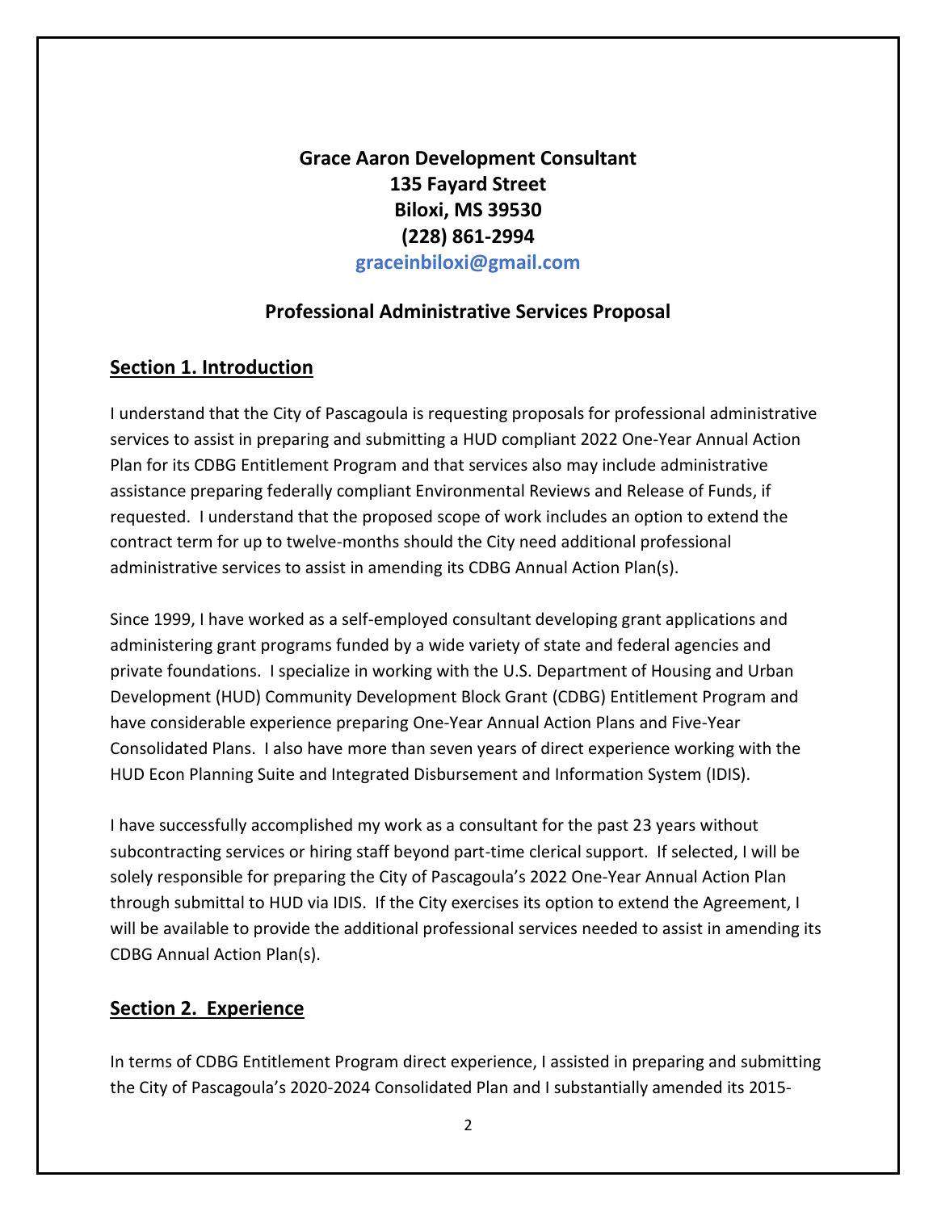**Grace Aaron Development Consultant**
**135 Fayard Street**
**Biloxi, MS 39530**
**(228) 861-2994**
**graceinbiloxi@gmail.com**

**Professional Administrative Services Proposal**

## Section 1. Introduction

I understand that the City of Pascagoula is requesting proposals for professional administrative services to assist in preparing and submitting a HUD compliant 2022 One-Year Annual Action Plan for its CDBG Entitlement Program and that services also may include administrative assistance preparing federally compliant Environmental Reviews and Release of Funds, if requested. I understand that the proposed scope of work includes an option to extend the contract term for up to twelve-months should the City need additional professional administrative services to assist in amending its CDBG Annual Action Plan(s).

Since 1999, I have worked as a self-employed consultant developing grant applications and administering grant programs funded by a wide variety of state and federal agencies and private foundations. I specialize in working with the U.S. Department of Housing and Urban Development (HUD) Community Development Block Grant (CDBG) Entitlement Program and have considerable experience preparing One-Year Annual Action Plans and Five-Year Consolidated Plans. I also have more than seven years of direct experience working with the HUD Econ Planning Suite and Integrated Disbursement and Information System (IDIS).

I have successfully accomplished my work as a consultant for the past 23 years without subcontracting services or hiring staff beyond part-time clerical support. If selected, I will be solely responsible for preparing the City of Pascagoula's 2022 One-Year Annual Action Plan through submittal to HUD via IDIS. If the City exercises its option to extend the Agreement, I will be available to provide the additional professional services needed to assist in amending its CDBG Annual Action Plan(s).

## Section 2. Experience

In terms of CDBG Entitlement Program direct experience, I assisted in preparing and submitting the City of Pascagoula's 2020-2024 Consolidated Plan and I substantially amended its 2015-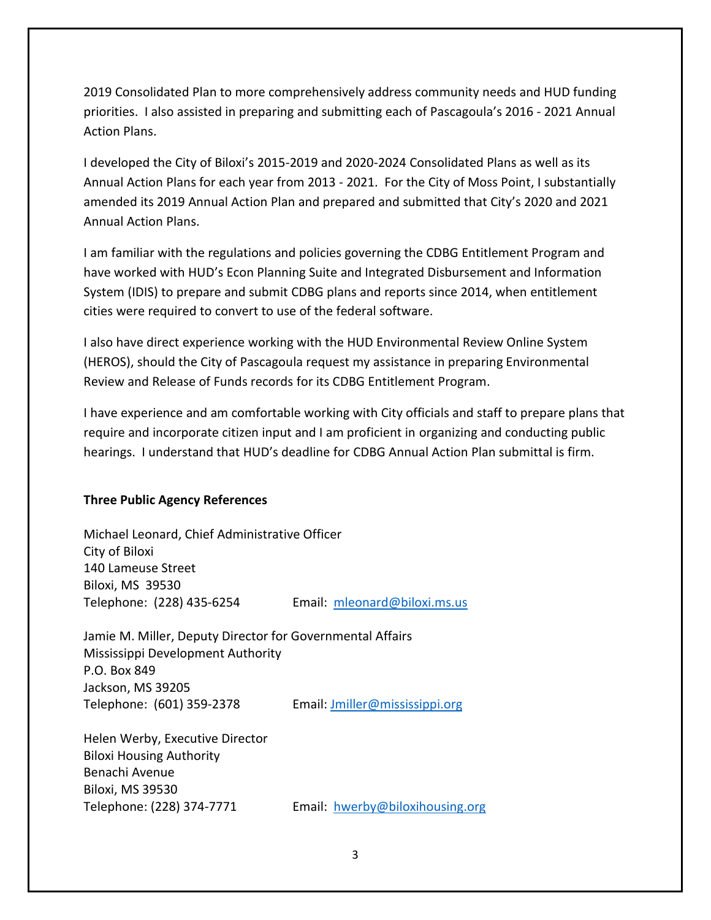2019 Consolidated Plan to more comprehensively address community needs and HUD funding priorities. I also assisted in preparing and submitting each of Pascagoula's 2016 - 2021 Annual Action Plans.

I developed the City of Biloxi's 2015-2019 and 2020-2024 Consolidated Plans as well as its Annual Action Plans for each year from 2013 - 2021. For the City of Moss Point, I substantially amended its 2019 Annual Action Plan and prepared and submitted that City's 2020 and 2021 Annual Action Plans.

I am familiar with the regulations and policies governing the CDBG Entitlement Program and have worked with HUD's Econ Planning Suite and Integrated Disbursement and Information System (IDIS) to prepare and submit CDBG plans and reports since 2014, when entitlement cities were required to convert to use of the federal software.

I also have direct experience working with the HUD Environmental Review Online System (HEROS), should the City of Pascagoula request my assistance in preparing Environmental Review and Release of Funds records for its CDBG Entitlement Program.

I have experience and am comfortable working with City officials and staff to prepare plans that require and incorporate citizen input and I am proficient in organizing and conducting public hearings. I understand that HUD's deadline for CDBG Annual Action Plan submittal is firm.

**Three Public Agency References**

Michael Leonard, Chief Administrative Officer
City of Biloxi
140 Lameuse Street
Biloxi, MS 39530
Telephone: (228) 435-6254 Email: mleonard@biloxi.ms.us

Jamie M. Miller, Deputy Director for Governmental Affairs
Mississippi Development Authority
P.O. Box 849
Jackson, MS 39205
Telephone: (601) 359-2378 Email: Jmiller@mississippi.org

Helen Werby, Executive Director
Biloxi Housing Authority
Benachi Avenue
Biloxi, MS 39530
Telephone: (228) 374-7771 Email: hwerby@biloxihousing.org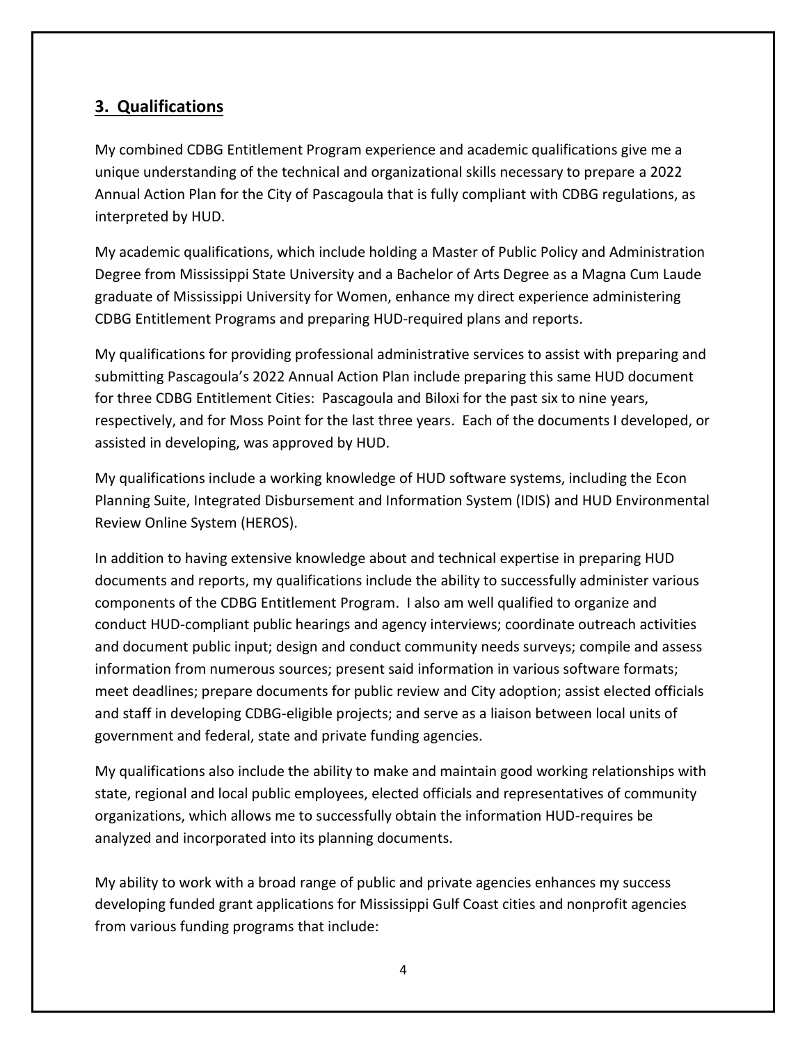## 3. Qualifications

My combined CDBG Entitlement Program experience and academic qualifications give me a unique understanding of the technical and organizational skills necessary to prepare a 2022 Annual Action Plan for the City of Pascagoula that is fully compliant with CDBG regulations, as interpreted by HUD.

My academic qualifications, which include holding a Master of Public Policy and Administration Degree from Mississippi State University and a Bachelor of Arts Degree as a Magna Cum Laude graduate of Mississippi University for Women, enhance my direct experience administering CDBG Entitlement Programs and preparing HUD-required plans and reports.

My qualifications for providing professional administrative services to assist with preparing and submitting Pascagoula's 2022 Annual Action Plan include preparing this same HUD document for three CDBG Entitlement Cities: Pascagoula and Biloxi for the past six to nine years, respectively, and for Moss Point for the last three years. Each of the documents I developed, or assisted in developing, was approved by HUD.

My qualifications include a working knowledge of HUD software systems, including the Econ Planning Suite, Integrated Disbursement and Information System (IDIS) and HUD Environmental Review Online System (HEROS).

In addition to having extensive knowledge about and technical expertise in preparing HUD documents and reports, my qualifications include the ability to successfully administer various components of the CDBG Entitlement Program. I also am well qualified to organize and conduct HUD-compliant public hearings and agency interviews; coordinate outreach activities and document public input; design and conduct community needs surveys; compile and assess information from numerous sources; present said information in various software formats; meet deadlines; prepare documents for public review and City adoption; assist elected officials and staff in developing CDBG-eligible projects; and serve as a liaison between local units of government and federal, state and private funding agencies.

My qualifications also include the ability to make and maintain good working relationships with state, regional and local public employees, elected officials and representatives of community organizations, which allows me to successfully obtain the information HUD-requires be analyzed and incorporated into its planning documents.

My ability to work with a broad range of public and private agencies enhances my success developing funded grant applications for Mississippi Gulf Coast cities and nonprofit agencies from various funding programs that include: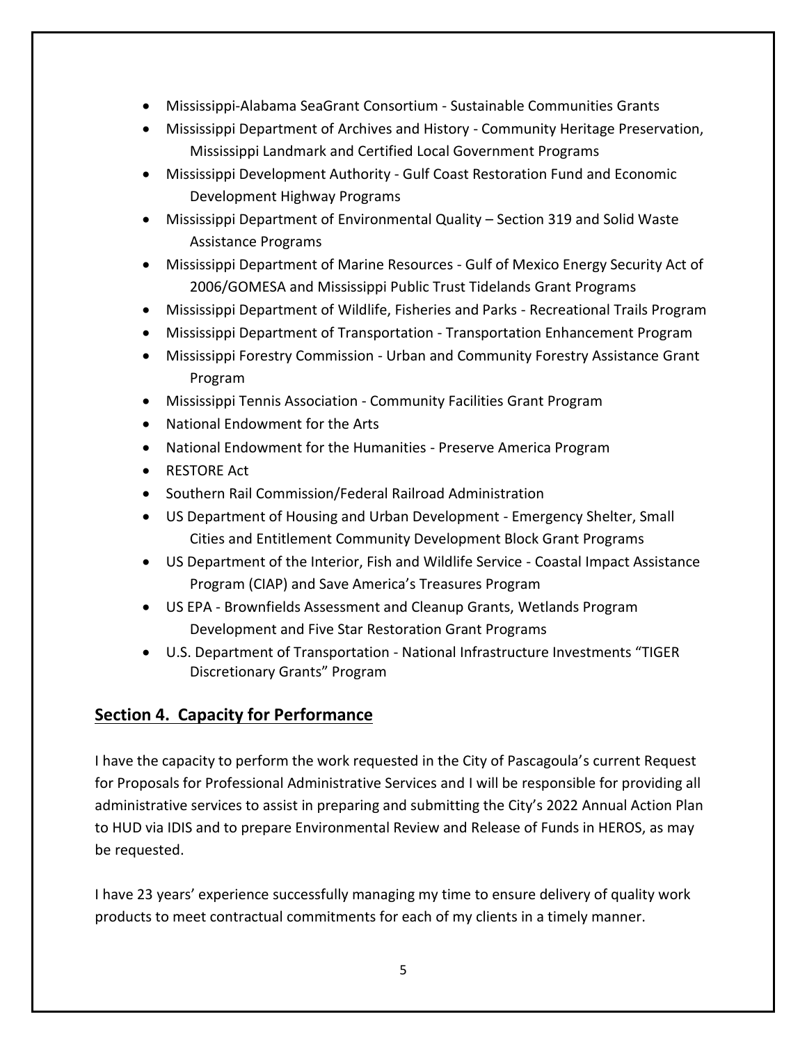- Mississippi-Alabama SeaGrant Consortium - Sustainable Communities Grants
- Mississippi Department of Archives and History - Community Heritage Preservation, Mississippi Landmark and Certified Local Government Programs
- Mississippi Development Authority - Gulf Coast Restoration Fund and Economic Development Highway Programs
- Mississippi Department of Environmental Quality – Section 319 and Solid Waste Assistance Programs
- Mississippi Department of Marine Resources - Gulf of Mexico Energy Security Act of 2006/GOMESA and Mississippi Public Trust Tidelands Grant Programs
- Mississippi Department of Wildlife, Fisheries and Parks - Recreational Trails Program
- Mississippi Department of Transportation - Transportation Enhancement Program
- Mississippi Forestry Commission - Urban and Community Forestry Assistance Grant Program
- Mississippi Tennis Association - Community Facilities Grant Program
- National Endowment for the Arts
- National Endowment for the Humanities - Preserve America Program
- RESTORE Act
- Southern Rail Commission/Federal Railroad Administration
- US Department of Housing and Urban Development - Emergency Shelter, Small Cities and Entitlement Community Development Block Grant Programs
- US Department of the Interior, Fish and Wildlife Service - Coastal Impact Assistance Program (CIAP) and Save America's Treasures Program
- US EPA - Brownfields Assessment and Cleanup Grants, Wetlands Program Development and Five Star Restoration Grant Programs
- U.S. Department of Transportation - National Infrastructure Investments "TIGER Discretionary Grants" Program

## Section 4. Capacity for Performance

I have the capacity to perform the work requested in the City of Pascagoula's current Request for Proposals for Professional Administrative Services and I will be responsible for providing all administrative services to assist in preparing and submitting the City's 2022 Annual Action Plan to HUD via IDIS and to prepare Environmental Review and Release of Funds in HEROS, as may be requested.

I have 23 years' experience successfully managing my time to ensure delivery of quality work products to meet contractual commitments for each of my clients in a timely manner.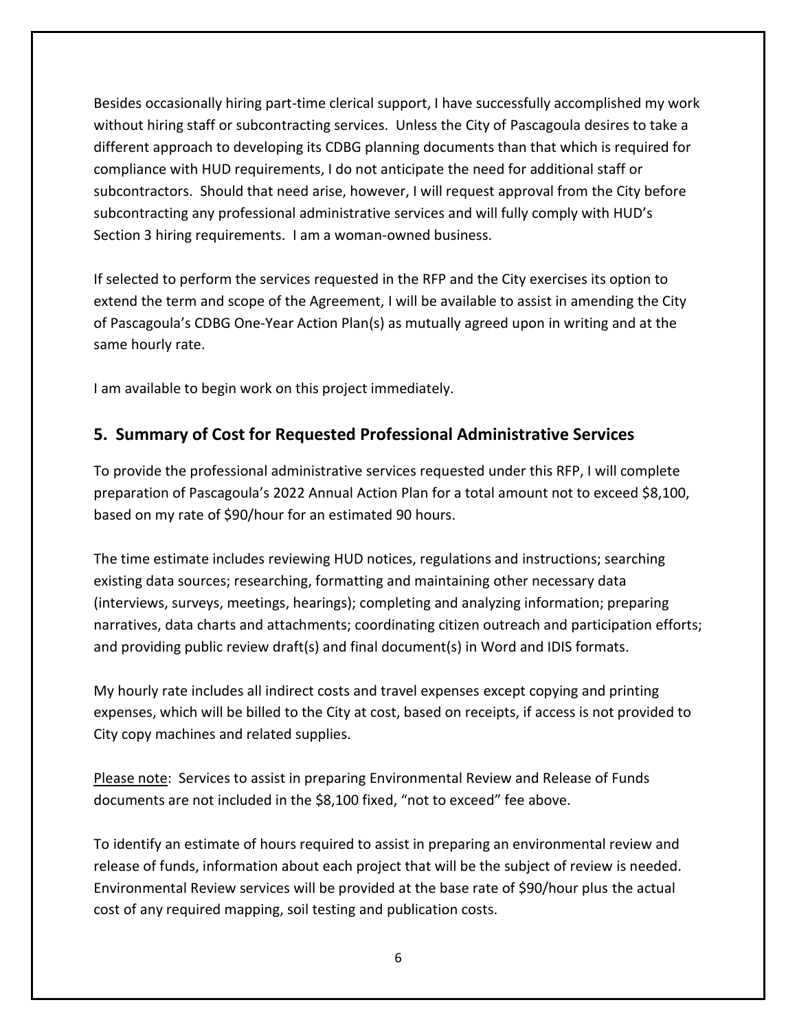Besides occasionally hiring part-time clerical support, I have successfully accomplished my work without hiring staff or subcontracting services. Unless the City of Pascagoula desires to take a different approach to developing its CDBG planning documents than that which is required for compliance with HUD requirements, I do not anticipate the need for additional staff or subcontractors. Should that need arise, however, I will request approval from the City before subcontracting any professional administrative services and will fully comply with HUD's Section 3 hiring requirements. I am a woman-owned business.

If selected to perform the services requested in the RFP and the City exercises its option to extend the term and scope of the Agreement, I will be available to assist in amending the City of Pascagoula's CDBG One-Year Action Plan(s) as mutually agreed upon in writing and at the same hourly rate.

I am available to begin work on this project immediately.

## 5. Summary of Cost for Requested Professional Administrative Services

To provide the professional administrative services requested under this RFP, I will complete preparation of Pascagoula's 2022 Annual Action Plan for a total amount not to exceed $8,100, based on my rate of $90/hour for an estimated 90 hours.

The time estimate includes reviewing HUD notices, regulations and instructions; searching existing data sources; researching, formatting and maintaining other necessary data (interviews, surveys, meetings, hearings); completing and analyzing information; preparing narratives, data charts and attachments; coordinating citizen outreach and participation efforts; and providing public review draft(s) and final document(s) in Word and IDIS formats.

My hourly rate includes all indirect costs and travel expenses except copying and printing expenses, which will be billed to the City at cost, based on receipts, if access is not provided to City copy machines and related supplies.

Please note: Services to assist in preparing Environmental Review and Release of Funds documents are not included in the $8,100 fixed, "not to exceed" fee above.

To identify an estimate of hours required to assist in preparing an environmental review and release of funds, information about each project that will be the subject of review is needed. Environmental Review services will be provided at the base rate of $90/hour plus the actual cost of any required mapping, soil testing and publication costs.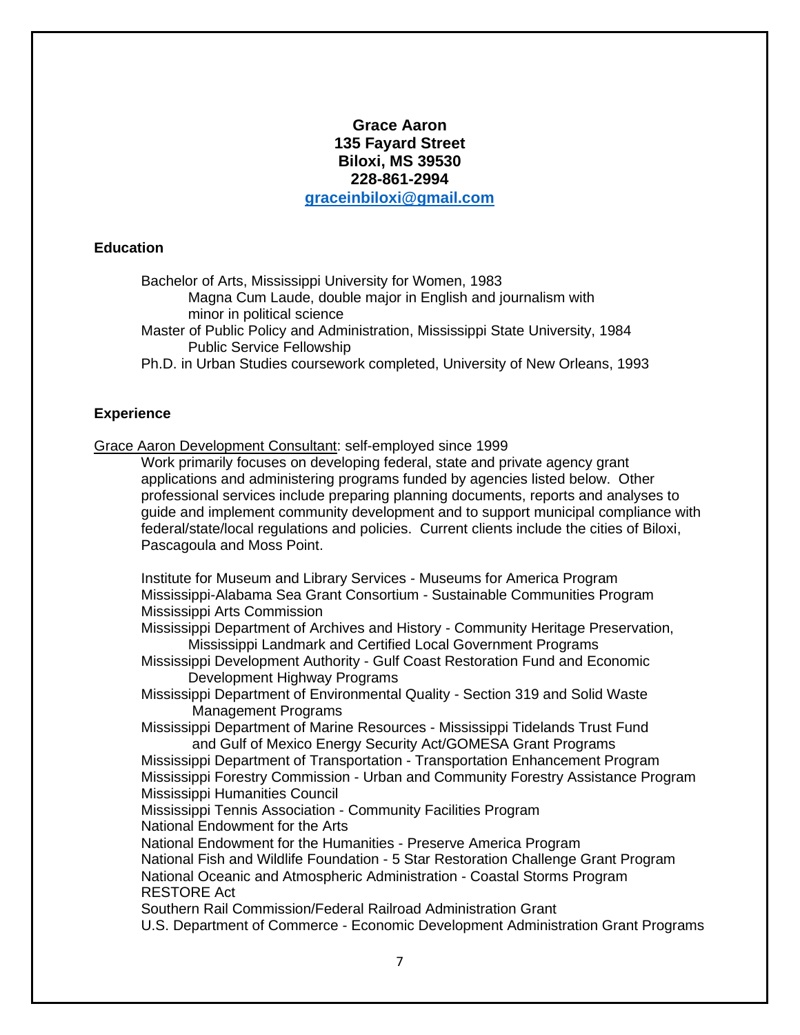**Grace Aaron**
**135 Fayard Street**
**Biloxi, MS 39530**
**228-861-2994**
**graceinbiloxi@gmail.com**

## Education

Bachelor of Arts, Mississippi University for Women, 1983
    Magna Cum Laude, double major in English and journalism with minor in political science
Master of Public Policy and Administration, Mississippi State University, 1984
    Public Service Fellowship
Ph.D. in Urban Studies coursework completed, University of New Orleans, 1993

## Experience

Grace Aaron Development Consultant: self-employed since 1999

Work primarily focuses on developing federal, state and private agency grant applications and administering programs funded by agencies listed below. Other professional services include preparing planning documents, reports and analyses to guide and implement community development and to support municipal compliance with federal/state/local regulations and policies. Current clients include the cities of Biloxi, Pascagoula and Moss Point.

- Institute for Museum and Library Services - Museums for America Program
- Mississippi-Alabama Sea Grant Consortium - Sustainable Communities Program
- Mississippi Arts Commission
- Mississippi Department of Archives and History - Community Heritage Preservation, Mississippi Landmark and Certified Local Government Programs
- Mississippi Development Authority - Gulf Coast Restoration Fund and Economic Development Highway Programs
- Mississippi Department of Environmental Quality - Section 319 and Solid Waste Management Programs
- Mississippi Department of Marine Resources - Mississippi Tidelands Trust Fund and Gulf of Mexico Energy Security Act/GOMESA Grant Programs
- Mississippi Department of Transportation - Transportation Enhancement Program
- Mississippi Forestry Commission - Urban and Community Forestry Assistance Program
- Mississippi Humanities Council
- Mississippi Tennis Association - Community Facilities Program
- National Endowment for the Arts
- National Endowment for the Humanities - Preserve America Program
- National Fish and Wildlife Foundation - 5 Star Restoration Challenge Grant Program
- National Oceanic and Atmospheric Administration - Coastal Storms Program
- RESTORE Act
- Southern Rail Commission/Federal Railroad Administration Grant
- U.S. Department of Commerce - Economic Development Administration Grant Programs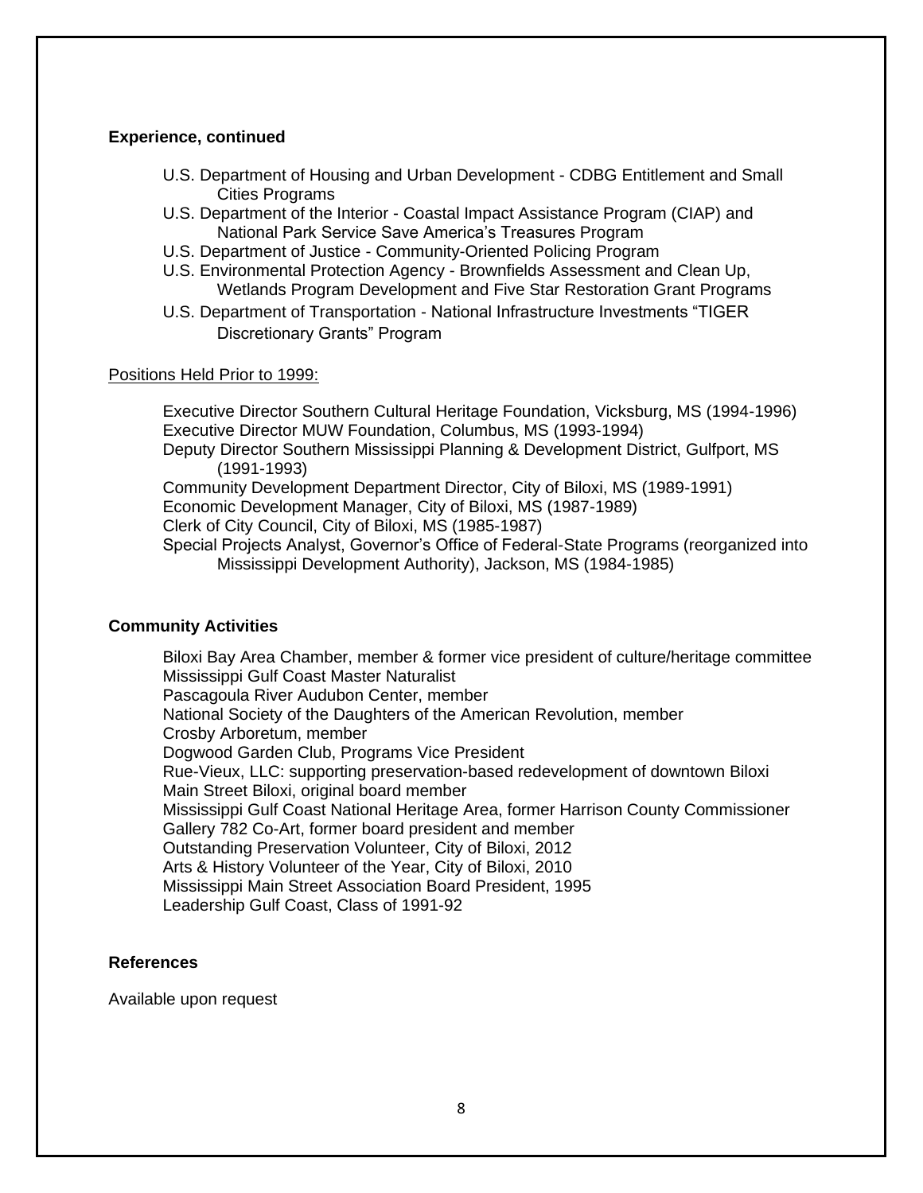**Experience, continued**

U.S. Department of Housing and Urban Development - CDBG Entitlement and Small Cities Programs
U.S. Department of the Interior - Coastal Impact Assistance Program (CIAP) and National Park Service Save America's Treasures Program
U.S. Department of Justice - Community-Oriented Policing Program
U.S. Environmental Protection Agency - Brownfields Assessment and Clean Up, Wetlands Program Development and Five Star Restoration Grant Programs
U.S. Department of Transportation - National Infrastructure Investments "TIGER Discretionary Grants" Program

<u>Positions Held Prior to 1999:</u>

Executive Director Southern Cultural Heritage Foundation, Vicksburg, MS (1994-1996)
Executive Director MUW Foundation, Columbus, MS (1993-1994)
Deputy Director Southern Mississippi Planning & Development District, Gulfport, MS (1991-1993)
Community Development Department Director, City of Biloxi, MS (1989-1991)
Economic Development Manager, City of Biloxi, MS (1987-1989)
Clerk of City Council, City of Biloxi, MS (1985-1987)
Special Projects Analyst, Governor's Office of Federal-State Programs (reorganized into Mississippi Development Authority), Jackson, MS (1984-1985)

**Community Activities**

Biloxi Bay Area Chamber, member & former vice president of culture/heritage committee
Mississippi Gulf Coast Master Naturalist
Pascagoula River Audubon Center, member
National Society of the Daughters of the American Revolution, member
Crosby Arboretum, member
Dogwood Garden Club, Programs Vice President
Rue-Vieux, LLC: supporting preservation-based redevelopment of downtown Biloxi
Main Street Biloxi, original board member
Mississippi Gulf Coast National Heritage Area, former Harrison County Commissioner
Gallery 782 Co-Art, former board president and member
Outstanding Preservation Volunteer, City of Biloxi, 2012
Arts & History Volunteer of the Year, City of Biloxi, 2010
Mississippi Main Street Association Board President, 1995
Leadership Gulf Coast, Class of 1991-92

**References**

Available upon request